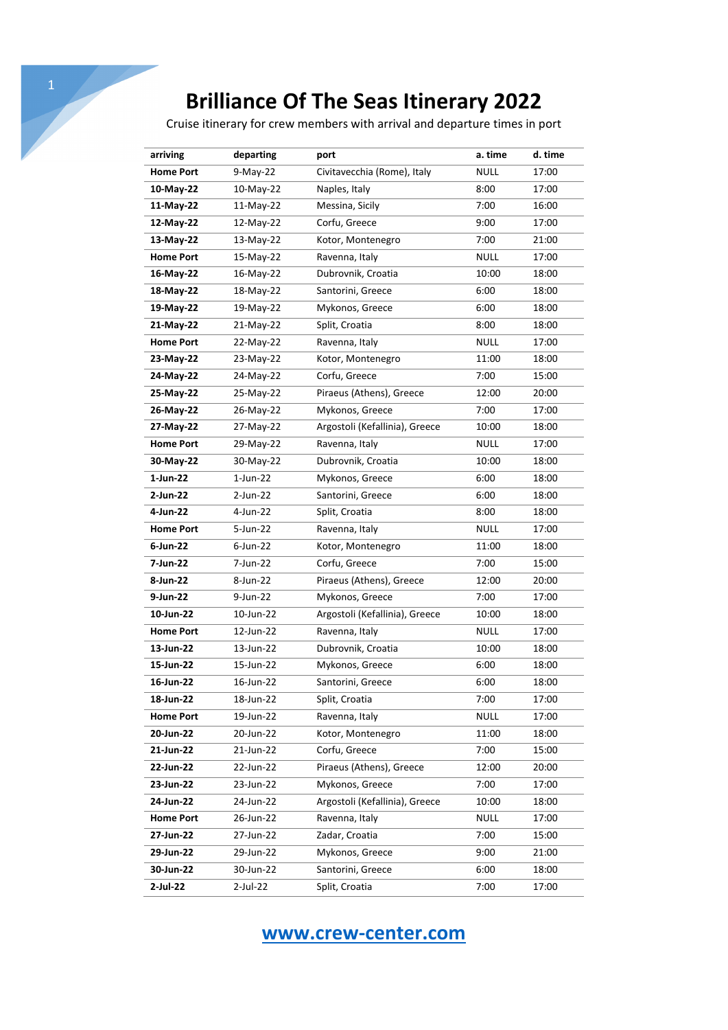# Brilliance Of The Seas Itinerary 2022

Cruise itinerary for crew members with arrival and departure times in port

| arriving | departing | port | a. time | d. time |
|---|---|---|---|---|
| **Home Port** | 9-May-22 | Civitavecchia (Rome), Italy | NULL | 17:00 |
| **10-May-22** | 10-May-22 | Naples, Italy | 8:00 | 17:00 |
| **11-May-22** | 11-May-22 | Messina, Sicily | 7:00 | 16:00 |
| **12-May-22** | 12-May-22 | Corfu, Greece | 9:00 | 17:00 |
| **13-May-22** | 13-May-22 | Kotor, Montenegro | 7:00 | 21:00 |
| **Home Port** | 15-May-22 | Ravenna, Italy | NULL | 17:00 |
| **16-May-22** | 16-May-22 | Dubrovnik, Croatia | 10:00 | 18:00 |
| **18-May-22** | 18-May-22 | Santorini, Greece | 6:00 | 18:00 |
| **19-May-22** | 19-May-22 | Mykonos, Greece | 6:00 | 18:00 |
| **21-May-22** | 21-May-22 | Split, Croatia | 8:00 | 18:00 |
| **Home Port** | 22-May-22 | Ravenna, Italy | NULL | 17:00 |
| **23-May-22** | 23-May-22 | Kotor, Montenegro | 11:00 | 18:00 |
| **24-May-22** | 24-May-22 | Corfu, Greece | 7:00 | 15:00 |
| **25-May-22** | 25-May-22 | Piraeus (Athens), Greece | 12:00 | 20:00 |
| **26-May-22** | 26-May-22 | Mykonos, Greece | 7:00 | 17:00 |
| **27-May-22** | 27-May-22 | Argostoli (Kefallinia), Greece | 10:00 | 18:00 |
| **Home Port** | 29-May-22 | Ravenna, Italy | NULL | 17:00 |
| **30-May-22** | 30-May-22 | Dubrovnik, Croatia | 10:00 | 18:00 |
| **1-Jun-22** | 1-Jun-22 | Mykonos, Greece | 6:00 | 18:00 |
| **2-Jun-22** | 2-Jun-22 | Santorini, Greece | 6:00 | 18:00 |
| **4-Jun-22** | 4-Jun-22 | Split, Croatia | 8:00 | 18:00 |
| **Home Port** | 5-Jun-22 | Ravenna, Italy | NULL | 17:00 |
| **6-Jun-22** | 6-Jun-22 | Kotor, Montenegro | 11:00 | 18:00 |
| **7-Jun-22** | 7-Jun-22 | Corfu, Greece | 7:00 | 15:00 |
| **8-Jun-22** | 8-Jun-22 | Piraeus (Athens), Greece | 12:00 | 20:00 |
| **9-Jun-22** | 9-Jun-22 | Mykonos, Greece | 7:00 | 17:00 |
| **10-Jun-22** | 10-Jun-22 | Argostoli (Kefallinia), Greece | 10:00 | 18:00 |
| **Home Port** | 12-Jun-22 | Ravenna, Italy | NULL | 17:00 |
| **13-Jun-22** | 13-Jun-22 | Dubrovnik, Croatia | 10:00 | 18:00 |
| **15-Jun-22** | 15-Jun-22 | Mykonos, Greece | 6:00 | 18:00 |
| **16-Jun-22** | 16-Jun-22 | Santorini, Greece | 6:00 | 18:00 |
| **18-Jun-22** | 18-Jun-22 | Split, Croatia | 7:00 | 17:00 |
| **Home Port** | 19-Jun-22 | Ravenna, Italy | NULL | 17:00 |
| **20-Jun-22** | 20-Jun-22 | Kotor, Montenegro | 11:00 | 18:00 |
| **21-Jun-22** | 21-Jun-22 | Corfu, Greece | 7:00 | 15:00 |
| **22-Jun-22** | 22-Jun-22 | Piraeus (Athens), Greece | 12:00 | 20:00 |
| **23-Jun-22** | 23-Jun-22 | Mykonos, Greece | 7:00 | 17:00 |
| **24-Jun-22** | 24-Jun-22 | Argostoli (Kefallinia), Greece | 10:00 | 18:00 |
| **Home Port** | 26-Jun-22 | Ravenna, Italy | NULL | 17:00 |
| **27-Jun-22** | 27-Jun-22 | Zadar, Croatia | 7:00 | 15:00 |
| **29-Jun-22** | 29-Jun-22 | Mykonos, Greece | 9:00 | 21:00 |
| **30-Jun-22** | 30-Jun-22 | Santorini, Greece | 6:00 | 18:00 |
| **2-Jul-22** | 2-Jul-22 | Split, Croatia | 7:00 | 17:00 |

[www.crew-center.com](http://www.crew-center.com)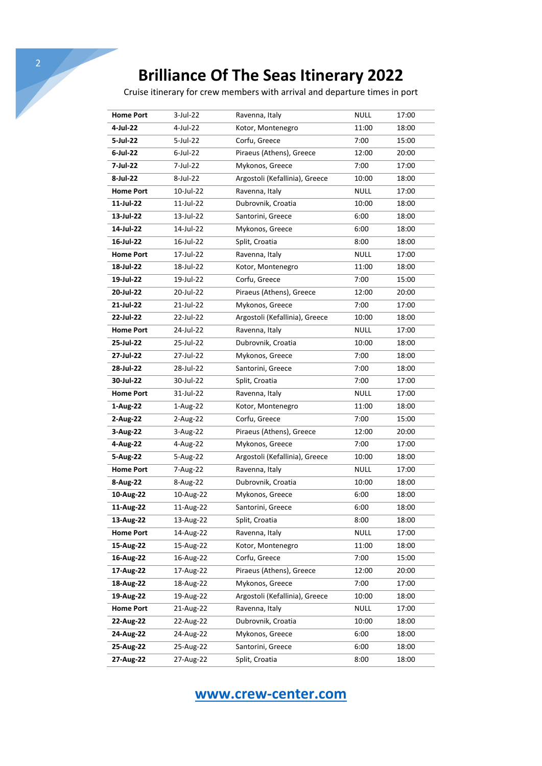# Brilliance Of The Seas Itinerary 2022

Cruise itinerary for crew members with arrival and departure times in port

| **Home Port** | 3-Jul-22 | Ravenna, Italy | NULL | 17:00 |
|---|---|---|---|---|
| **4-Jul-22** | 4-Jul-22 | Kotor, Montenegro | 11:00 | 18:00 |
| **5-Jul-22** | 5-Jul-22 | Corfu, Greece | 7:00 | 15:00 |
| **6-Jul-22** | 6-Jul-22 | Piraeus (Athens), Greece | 12:00 | 20:00 |
| **7-Jul-22** | 7-Jul-22 | Mykonos, Greece | 7:00 | 17:00 |
| **8-Jul-22** | 8-Jul-22 | Argostoli (Kefallinia), Greece | 10:00 | 18:00 |
| **Home Port** | 10-Jul-22 | Ravenna, Italy | NULL | 17:00 |
| **11-Jul-22** | 11-Jul-22 | Dubrovnik, Croatia | 10:00 | 18:00 |
| **13-Jul-22** | 13-Jul-22 | Santorini, Greece | 6:00 | 18:00 |
| **14-Jul-22** | 14-Jul-22 | Mykonos, Greece | 6:00 | 18:00 |
| **16-Jul-22** | 16-Jul-22 | Split, Croatia | 8:00 | 18:00 |
| **Home Port** | 17-Jul-22 | Ravenna, Italy | NULL | 17:00 |
| **18-Jul-22** | 18-Jul-22 | Kotor, Montenegro | 11:00 | 18:00 |
| **19-Jul-22** | 19-Jul-22 | Corfu, Greece | 7:00 | 15:00 |
| **20-Jul-22** | 20-Jul-22 | Piraeus (Athens), Greece | 12:00 | 20:00 |
| **21-Jul-22** | 21-Jul-22 | Mykonos, Greece | 7:00 | 17:00 |
| **22-Jul-22** | 22-Jul-22 | Argostoli (Kefallinia), Greece | 10:00 | 18:00 |
| **Home Port** | 24-Jul-22 | Ravenna, Italy | NULL | 17:00 |
| **25-Jul-22** | 25-Jul-22 | Dubrovnik, Croatia | 10:00 | 18:00 |
| **27-Jul-22** | 27-Jul-22 | Mykonos, Greece | 7:00 | 18:00 |
| **28-Jul-22** | 28-Jul-22 | Santorini, Greece | 7:00 | 18:00 |
| **30-Jul-22** | 30-Jul-22 | Split, Croatia | 7:00 | 17:00 |
| **Home Port** | 31-Jul-22 | Ravenna, Italy | NULL | 17:00 |
| **1-Aug-22** | 1-Aug-22 | Kotor, Montenegro | 11:00 | 18:00 |
| **2-Aug-22** | 2-Aug-22 | Corfu, Greece | 7:00 | 15:00 |
| **3-Aug-22** | 3-Aug-22 | Piraeus (Athens), Greece | 12:00 | 20:00 |
| **4-Aug-22** | 4-Aug-22 | Mykonos, Greece | 7:00 | 17:00 |
| **5-Aug-22** | 5-Aug-22 | Argostoli (Kefallinia), Greece | 10:00 | 18:00 |
| **Home Port** | 7-Aug-22 | Ravenna, Italy | NULL | 17:00 |
| **8-Aug-22** | 8-Aug-22 | Dubrovnik, Croatia | 10:00 | 18:00 |
| **10-Aug-22** | 10-Aug-22 | Mykonos, Greece | 6:00 | 18:00 |
| **11-Aug-22** | 11-Aug-22 | Santorini, Greece | 6:00 | 18:00 |
| **13-Aug-22** | 13-Aug-22 | Split, Croatia | 8:00 | 18:00 |
| **Home Port** | 14-Aug-22 | Ravenna, Italy | NULL | 17:00 |
| **15-Aug-22** | 15-Aug-22 | Kotor, Montenegro | 11:00 | 18:00 |
| **16-Aug-22** | 16-Aug-22 | Corfu, Greece | 7:00 | 15:00 |
| **17-Aug-22** | 17-Aug-22 | Piraeus (Athens), Greece | 12:00 | 20:00 |
| **18-Aug-22** | 18-Aug-22 | Mykonos, Greece | 7:00 | 17:00 |
| **19-Aug-22** | 19-Aug-22 | Argostoli (Kefallinia), Greece | 10:00 | 18:00 |
| **Home Port** | 21-Aug-22 | Ravenna, Italy | NULL | 17:00 |
| **22-Aug-22** | 22-Aug-22 | Dubrovnik, Croatia | 10:00 | 18:00 |
| **24-Aug-22** | 24-Aug-22 | Mykonos, Greece | 6:00 | 18:00 |
| **25-Aug-22** | 25-Aug-22 | Santorini, Greece | 6:00 | 18:00 |
| **27-Aug-22** | 27-Aug-22 | Split, Croatia | 8:00 | 18:00 |

**www.crew-center.com**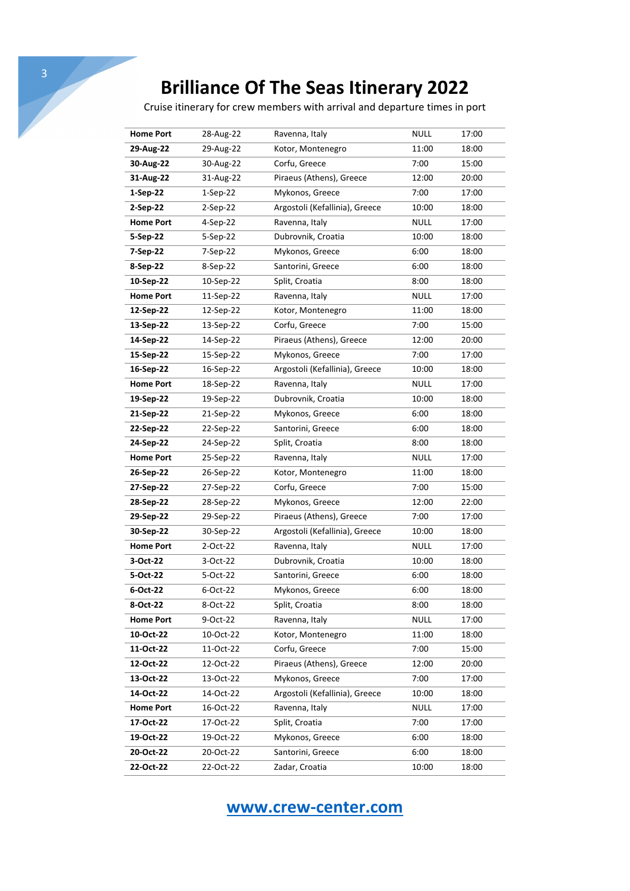# Brilliance Of The Seas Itinerary 2022

Cruise itinerary for crew members with arrival and departure times in port

| | | | | |
|---|---|---|---|---|
| **Home Port** | 28-Aug-22 | Ravenna, Italy | NULL | 17:00 |
| **29-Aug-22** | 29-Aug-22 | Kotor, Montenegro | 11:00 | 18:00 |
| **30-Aug-22** | 30-Aug-22 | Corfu, Greece | 7:00 | 15:00 |
| **31-Aug-22** | 31-Aug-22 | Piraeus (Athens), Greece | 12:00 | 20:00 |
| **1-Sep-22** | 1-Sep-22 | Mykonos, Greece | 7:00 | 17:00 |
| **2-Sep-22** | 2-Sep-22 | Argostoli (Kefallinia), Greece | 10:00 | 18:00 |
| **Home Port** | 4-Sep-22 | Ravenna, Italy | NULL | 17:00 |
| **5-Sep-22** | 5-Sep-22 | Dubrovnik, Croatia | 10:00 | 18:00 |
| **7-Sep-22** | 7-Sep-22 | Mykonos, Greece | 6:00 | 18:00 |
| **8-Sep-22** | 8-Sep-22 | Santorini, Greece | 6:00 | 18:00 |
| **10-Sep-22** | 10-Sep-22 | Split, Croatia | 8:00 | 18:00 |
| **Home Port** | 11-Sep-22 | Ravenna, Italy | NULL | 17:00 |
| **12-Sep-22** | 12-Sep-22 | Kotor, Montenegro | 11:00 | 18:00 |
| **13-Sep-22** | 13-Sep-22 | Corfu, Greece | 7:00 | 15:00 |
| **14-Sep-22** | 14-Sep-22 | Piraeus (Athens), Greece | 12:00 | 20:00 |
| **15-Sep-22** | 15-Sep-22 | Mykonos, Greece | 7:00 | 17:00 |
| **16-Sep-22** | 16-Sep-22 | Argostoli (Kefallinia), Greece | 10:00 | 18:00 |
| **Home Port** | 18-Sep-22 | Ravenna, Italy | NULL | 17:00 |
| **19-Sep-22** | 19-Sep-22 | Dubrovnik, Croatia | 10:00 | 18:00 |
| **21-Sep-22** | 21-Sep-22 | Mykonos, Greece | 6:00 | 18:00 |
| **22-Sep-22** | 22-Sep-22 | Santorini, Greece | 6:00 | 18:00 |
| **24-Sep-22** | 24-Sep-22 | Split, Croatia | 8:00 | 18:00 |
| **Home Port** | 25-Sep-22 | Ravenna, Italy | NULL | 17:00 |
| **26-Sep-22** | 26-Sep-22 | Kotor, Montenegro | 11:00 | 18:00 |
| **27-Sep-22** | 27-Sep-22 | Corfu, Greece | 7:00 | 15:00 |
| **28-Sep-22** | 28-Sep-22 | Mykonos, Greece | 12:00 | 22:00 |
| **29-Sep-22** | 29-Sep-22 | Piraeus (Athens), Greece | 7:00 | 17:00 |
| **30-Sep-22** | 30-Sep-22 | Argostoli (Kefallinia), Greece | 10:00 | 18:00 |
| **Home Port** | 2-Oct-22 | Ravenna, Italy | NULL | 17:00 |
| **3-Oct-22** | 3-Oct-22 | Dubrovnik, Croatia | 10:00 | 18:00 |
| **5-Oct-22** | 5-Oct-22 | Santorini, Greece | 6:00 | 18:00 |
| **6-Oct-22** | 6-Oct-22 | Mykonos, Greece | 6:00 | 18:00 |
| **8-Oct-22** | 8-Oct-22 | Split, Croatia | 8:00 | 18:00 |
| **Home Port** | 9-Oct-22 | Ravenna, Italy | NULL | 17:00 |
| **10-Oct-22** | 10-Oct-22 | Kotor, Montenegro | 11:00 | 18:00 |
| **11-Oct-22** | 11-Oct-22 | Corfu, Greece | 7:00 | 15:00 |
| **12-Oct-22** | 12-Oct-22 | Piraeus (Athens), Greece | 12:00 | 20:00 |
| **13-Oct-22** | 13-Oct-22 | Mykonos, Greece | 7:00 | 17:00 |
| **14-Oct-22** | 14-Oct-22 | Argostoli (Kefallinia), Greece | 10:00 | 18:00 |
| **Home Port** | 16-Oct-22 | Ravenna, Italy | NULL | 17:00 |
| **17-Oct-22** | 17-Oct-22 | Split, Croatia | 7:00 | 17:00 |
| **19-Oct-22** | 19-Oct-22 | Mykonos, Greece | 6:00 | 18:00 |
| **20-Oct-22** | 20-Oct-22 | Santorini, Greece | 6:00 | 18:00 |
| **22-Oct-22** | 22-Oct-22 | Zadar, Croatia | 10:00 | 18:00 |

[www.crew-center.com](http://www.crew-center.com)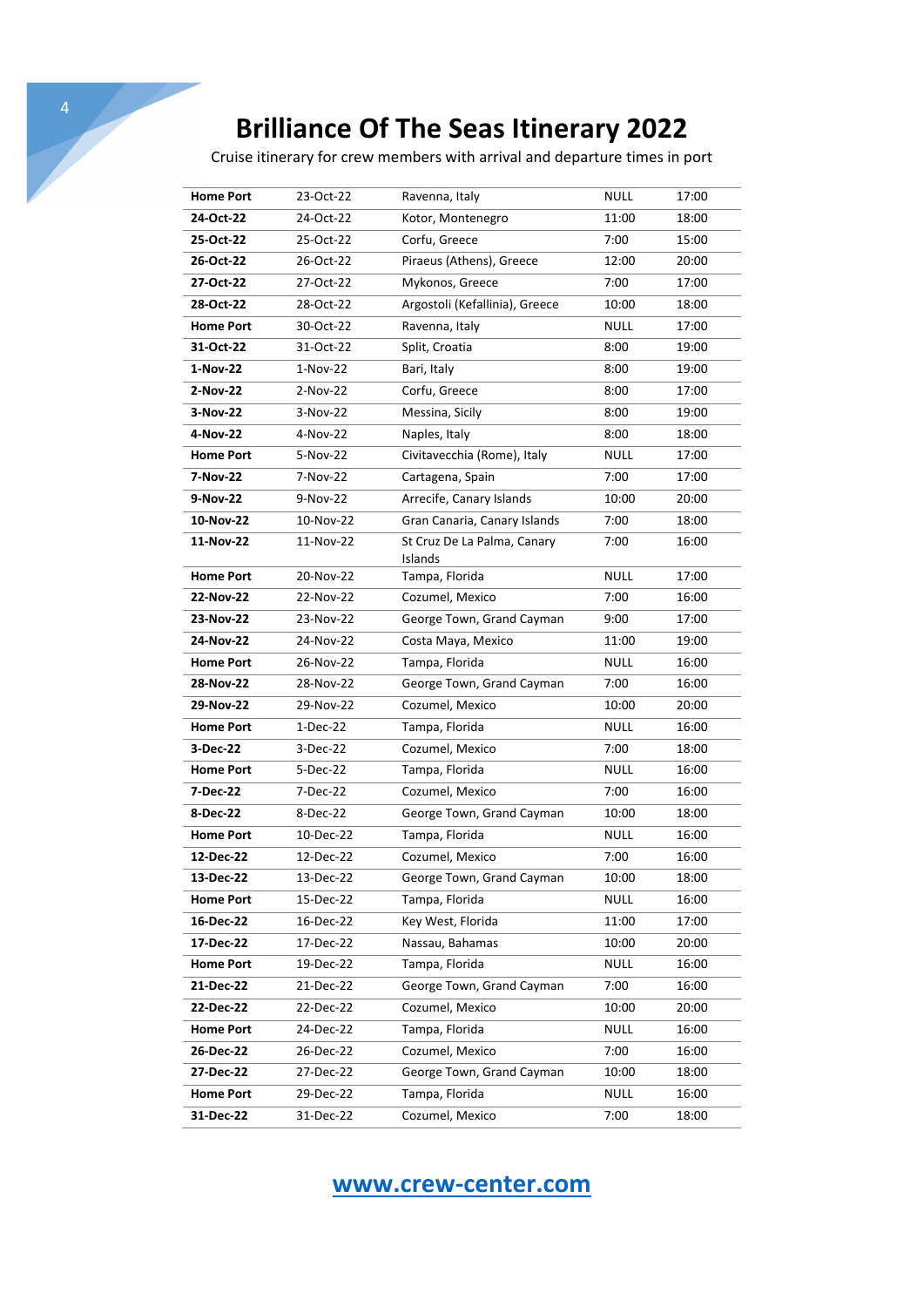# Brilliance Of The Seas Itinerary 2022

Cruise itinerary for crew members with arrival and departure times in port

| | | | | |
|---|---|---|---|---|
| **Home Port** | 23-Oct-22 | Ravenna, Italy | NULL | 17:00 |
| **24-Oct-22** | 24-Oct-22 | Kotor, Montenegro | 11:00 | 18:00 |
| **25-Oct-22** | 25-Oct-22 | Corfu, Greece | 7:00 | 15:00 |
| **26-Oct-22** | 26-Oct-22 | Piraeus (Athens), Greece | 12:00 | 20:00 |
| **27-Oct-22** | 27-Oct-22 | Mykonos, Greece | 7:00 | 17:00 |
| **28-Oct-22** | 28-Oct-22 | Argostoli (Kefallinia), Greece | 10:00 | 18:00 |
| **Home Port** | 30-Oct-22 | Ravenna, Italy | NULL | 17:00 |
| **31-Oct-22** | 31-Oct-22 | Split, Croatia | 8:00 | 19:00 |
| **1-Nov-22** | 1-Nov-22 | Bari, Italy | 8:00 | 19:00 |
| **2-Nov-22** | 2-Nov-22 | Corfu, Greece | 8:00 | 17:00 |
| **3-Nov-22** | 3-Nov-22 | Messina, Sicily | 8:00 | 19:00 |
| **4-Nov-22** | 4-Nov-22 | Naples, Italy | 8:00 | 18:00 |
| **Home Port** | 5-Nov-22 | Civitavecchia (Rome), Italy | NULL | 17:00 |
| **7-Nov-22** | 7-Nov-22 | Cartagena, Spain | 7:00 | 17:00 |
| **9-Nov-22** | 9-Nov-22 | Arrecife, Canary Islands | 10:00 | 20:00 |
| **10-Nov-22** | 10-Nov-22 | Gran Canaria, Canary Islands | 7:00 | 18:00 |
| **11-Nov-22** | 11-Nov-22 | St Cruz De La Palma, Canary Islands | 7:00 | 16:00 |
| **Home Port** | 20-Nov-22 | Tampa, Florida | NULL | 17:00 |
| **22-Nov-22** | 22-Nov-22 | Cozumel, Mexico | 7:00 | 16:00 |
| **23-Nov-22** | 23-Nov-22 | George Town, Grand Cayman | 9:00 | 17:00 |
| **24-Nov-22** | 24-Nov-22 | Costa Maya, Mexico | 11:00 | 19:00 |
| **Home Port** | 26-Nov-22 | Tampa, Florida | NULL | 16:00 |
| **28-Nov-22** | 28-Nov-22 | George Town, Grand Cayman | 7:00 | 16:00 |
| **29-Nov-22** | 29-Nov-22 | Cozumel, Mexico | 10:00 | 20:00 |
| **Home Port** | 1-Dec-22 | Tampa, Florida | NULL | 16:00 |
| **3-Dec-22** | 3-Dec-22 | Cozumel, Mexico | 7:00 | 18:00 |
| **Home Port** | 5-Dec-22 | Tampa, Florida | NULL | 16:00 |
| **7-Dec-22** | 7-Dec-22 | Cozumel, Mexico | 7:00 | 16:00 |
| **8-Dec-22** | 8-Dec-22 | George Town, Grand Cayman | 10:00 | 18:00 |
| **Home Port** | 10-Dec-22 | Tampa, Florida | NULL | 16:00 |
| **12-Dec-22** | 12-Dec-22 | Cozumel, Mexico | 7:00 | 16:00 |
| **13-Dec-22** | 13-Dec-22 | George Town, Grand Cayman | 10:00 | 18:00 |
| **Home Port** | 15-Dec-22 | Tampa, Florida | NULL | 16:00 |
| **16-Dec-22** | 16-Dec-22 | Key West, Florida | 11:00 | 17:00 |
| **17-Dec-22** | 17-Dec-22 | Nassau, Bahamas | 10:00 | 20:00 |
| **Home Port** | 19-Dec-22 | Tampa, Florida | NULL | 16:00 |
| **21-Dec-22** | 21-Dec-22 | George Town, Grand Cayman | 7:00 | 16:00 |
| **22-Dec-22** | 22-Dec-22 | Cozumel, Mexico | 10:00 | 20:00 |
| **Home Port** | 24-Dec-22 | Tampa, Florida | NULL | 16:00 |
| **26-Dec-22** | 26-Dec-22 | Cozumel, Mexico | 7:00 | 16:00 |
| **27-Dec-22** | 27-Dec-22 | George Town, Grand Cayman | 10:00 | 18:00 |
| **Home Port** | 29-Dec-22 | Tampa, Florida | NULL | 16:00 |
| **31-Dec-22** | 31-Dec-22 | Cozumel, Mexico | 7:00 | 18:00 |

www.crew-center.com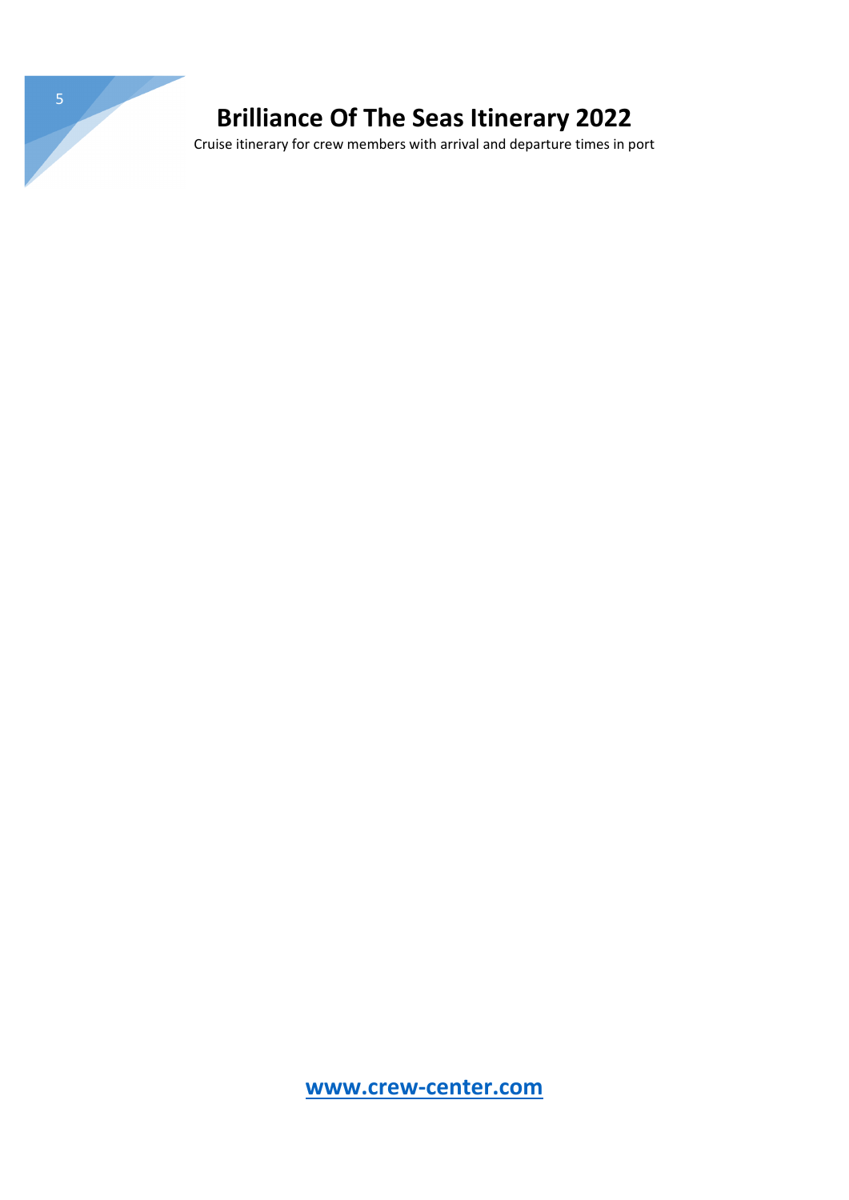# Brilliance Of The Seas Itinerary 2022

Cruise itinerary for crew members with arrival and departure times in port

**www.crew-center.com**